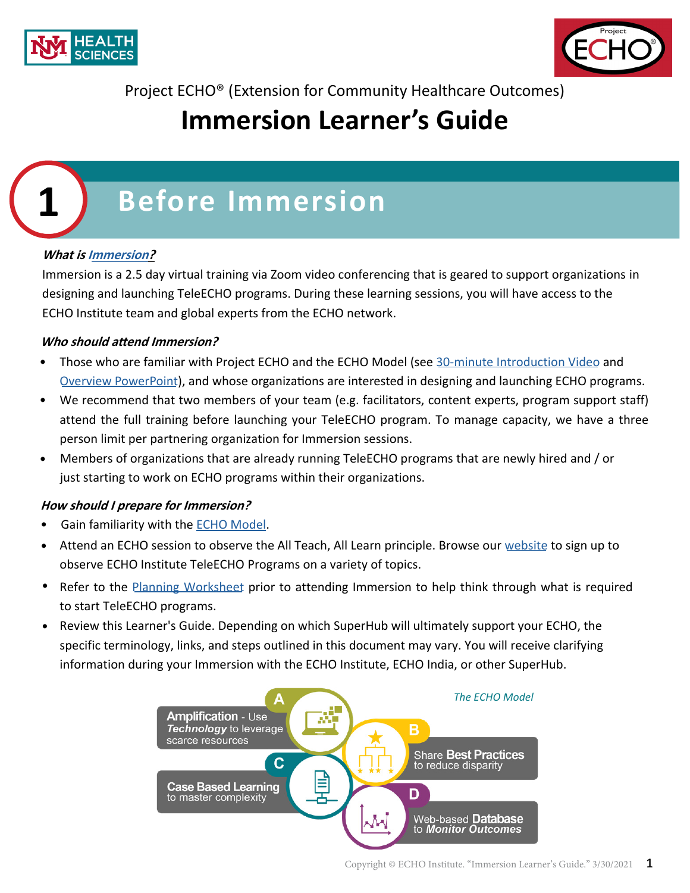Project ECHO® (Extension for Community Healthcare Outcomes)

# Immersion Learner's Guide

## 1 Before Immersion

***What is Immersion?***

Immersion is a 2.5 day virtual training via Zoom video conferencing that is geared to support organizations in designing and launching TeleECHO programs. During these learning sessions, you will have access to the ECHO Institute team and global experts from the ECHO network.

***Who should attend Immersion?***

- Those who are familiar with Project ECHO and the ECHO Model (see 30-minute Introduction Video and Overview PowerPoint), and whose organizations are interested in designing and launching ECHO programs.
- We recommend that two members of your team (e.g. facilitators, content experts, program support staff) attend the full training before launching your TeleECHO program. To manage capacity, we have a three person limit per partnering organization for Immersion sessions.
- Members of organizations that are already running TeleECHO programs that are newly hired and / or just starting to work on ECHO programs within their organizations.

***How should I prepare for Immersion?***

- Gain familiarity with the ECHO Model.
- Attend an ECHO session to observe the All Teach, All Learn principle. Browse our website to sign up to observe ECHO Institute TeleECHO Programs on a variety of topics.
- Refer to the Planning Worksheet prior to attending Immersion to help think through what is required to start TeleECHO programs.
- Review this Learner's Guide. Depending on which SuperHub will ultimately support your ECHO, the specific terminology, links, and steps outlined in this document may vary. You will receive clarifying information during your Immersion with the ECHO Institute, ECHO India, or other SuperHub.

*The ECHO Model*

- **A** – **Amplification** - Use ***Technology*** to leverage scarce resources
- **B** – Share **Best Practices** to reduce disparity
- **C** – **Case Based Learning** to master complexity
- **D** – Web-based **Database** to ***Monitor Outcomes***

Copyright © ECHO Institute. "Immersion Learner's Guide." 3/30/2021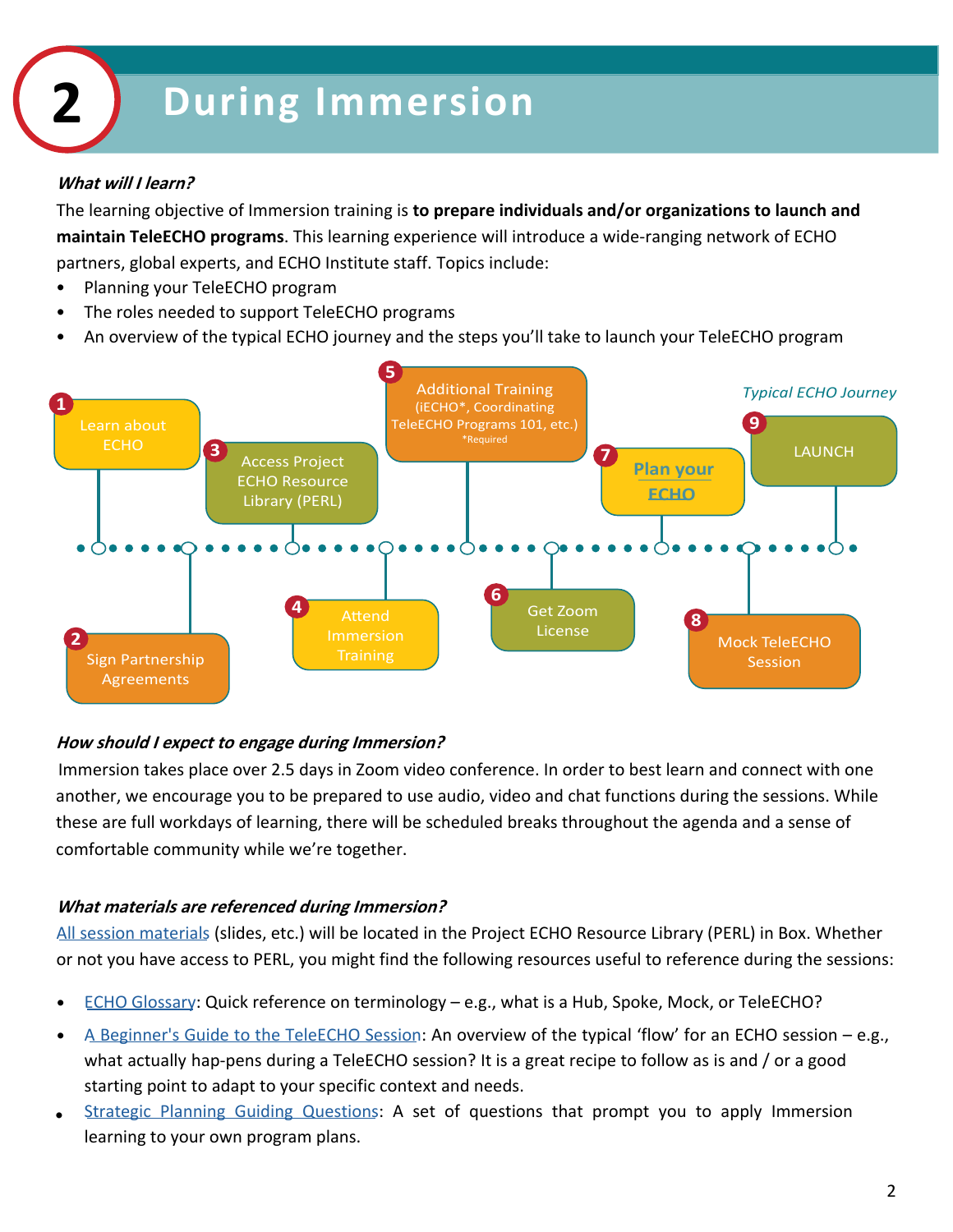# 2 During Immersion

***What will I learn?***

The learning objective of Immersion training is **to prepare individuals and/or organizations to launch and maintain TeleECHO programs**. This learning experience will introduce a wide-ranging network of ECHO partners, global experts, and ECHO Institute staff. Topics include:

- Planning your TeleECHO program
- The roles needed to support TeleECHO programs
- An overview of the typical ECHO journey and the steps you'll take to launch your TeleECHO program

*Typical ECHO Journey*

1. Learn about ECHO
2. Sign Partnership Agreements
3. Access Project ECHO Resource Library (PERL)
4. Attend Immersion Training
5. Additional Training (iECHO*, Coordinating TeleECHO Programs 101, etc.) *Required
6. Get Zoom License
7. Plan your ECHO
8. Mock TeleECHO Session
9. LAUNCH

***How should I expect to engage during Immersion?***

Immersion takes place over 2.5 days in Zoom video conference. In order to best learn and connect with one another, we encourage you to be prepared to use audio, video and chat functions during the sessions. While these are full workdays of learning, there will be scheduled breaks throughout the agenda and a sense of comfortable community while we're together.

***What materials are referenced during Immersion?***

All session materials (slides, etc.) will be located in the Project ECHO Resource Library (PERL) in Box. Whether or not you have access to PERL, you might find the following resources useful to reference during the sessions:

- ECHO Glossary: Quick reference on terminology – e.g., what is a Hub, Spoke, Mock, or TeleECHO?
- A Beginner's Guide to the TeleECHO Session: An overview of the typical 'flow' for an ECHO session – e.g., what actually hap-pens during a TeleECHO session? It is a great recipe to follow as is and / or a good starting point to adapt to your specific context and needs.
- Strategic Planning Guiding Questions: A set of questions that prompt you to apply Immersion learning to your own program plans.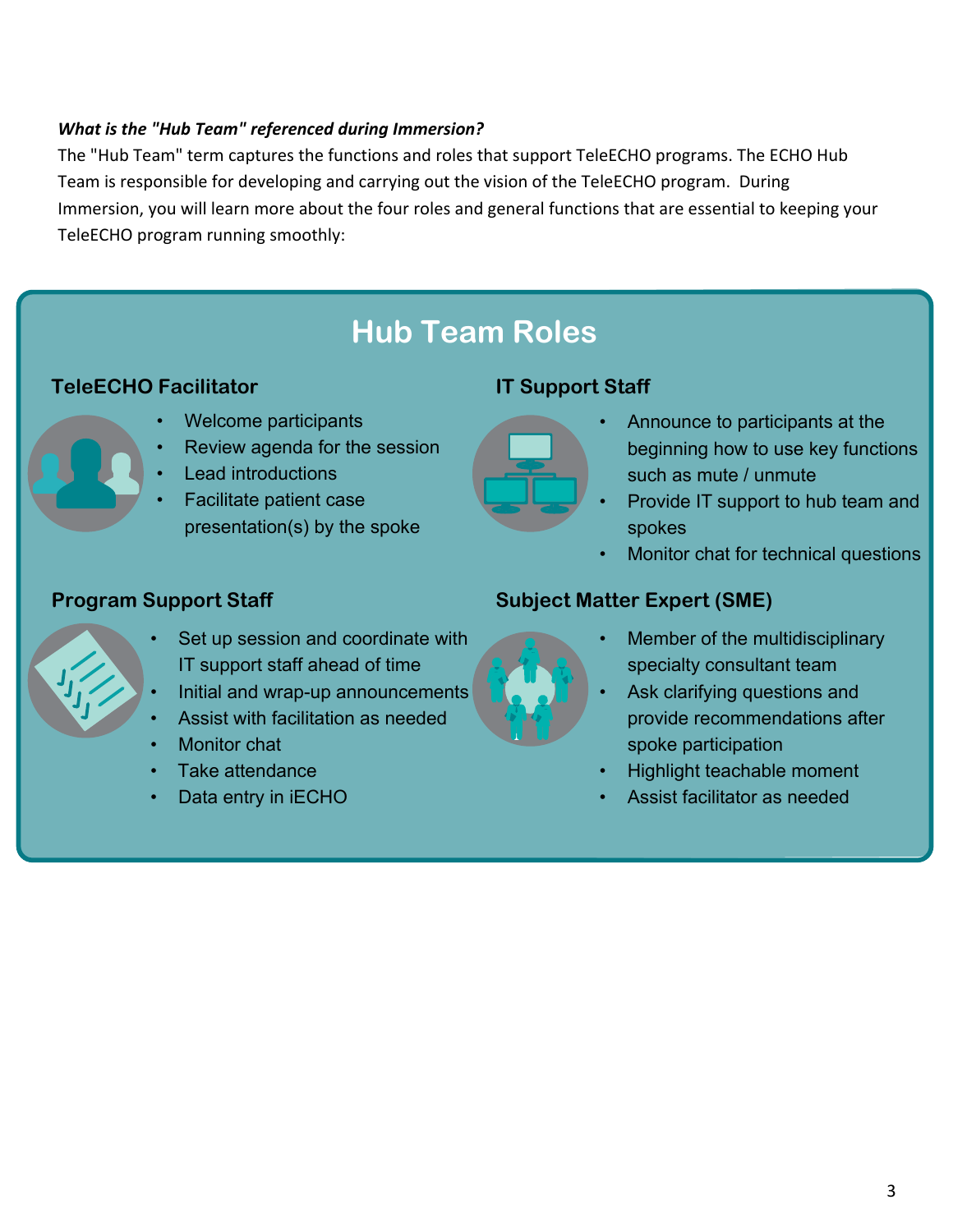***What is the "Hub Team" referenced during Immersion?***

The "Hub Team" term captures the functions and roles that support TeleECHO programs. The ECHO Hub Team is responsible for developing and carrying out the vision of the TeleECHO program. During Immersion, you will learn more about the four roles and general functions that are essential to keeping your TeleECHO program running smoothly:

## Hub Team Roles

### TeleECHO Facilitator

- Welcome participants
- Review agenda for the session
- Lead introductions
- Facilitate patient case presentation(s) by the spoke

### IT Support Staff

- Announce to participants at the beginning how to use key functions such as mute / unmute
- Provide IT support to hub team and spokes
- Monitor chat for technical questions

### Program Support Staff

- Set up session and coordinate with IT support staff ahead of time
- Initial and wrap-up announcements
- Assist with facilitation as needed
- Monitor chat
- Take attendance
- Data entry in iECHO

### Subject Matter Expert (SME)

- Member of the multidisciplinary specialty consultant team
- Ask clarifying questions and provide recommendations after spoke participation
- Highlight teachable moment
- Assist facilitator as needed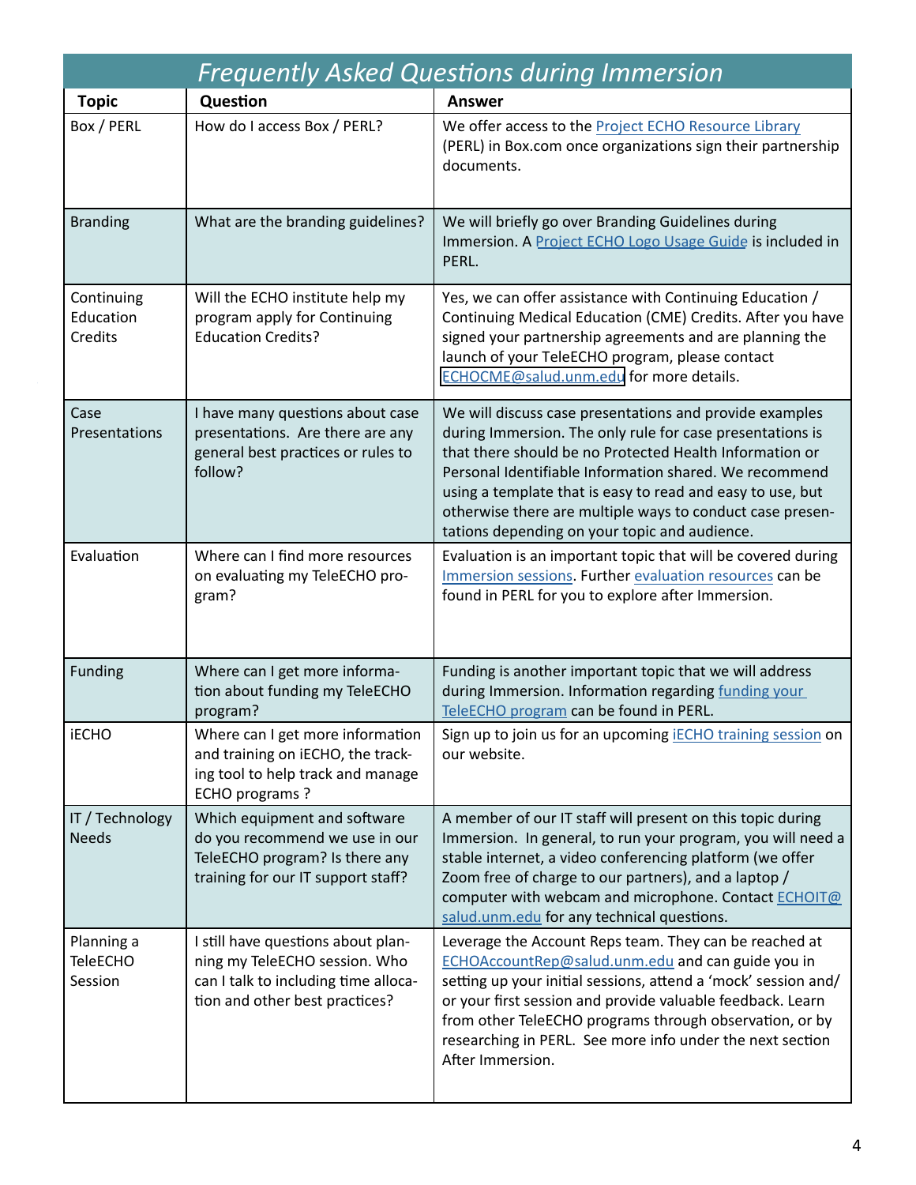## *Frequently Asked Questions during Immersion*

| Topic | Question | Answer |
|---|---|---|
| Box / PERL | How do I access Box / PERL? | We offer access to the Project ECHO Resource Library (PERL) in Box.com once organizations sign their partnership documents. |
| Branding | What are the branding guidelines? | We will briefly go over Branding Guidelines during Immersion. A Project ECHO Logo Usage Guide is included in PERL. |
| Continuing Education Credits | Will the ECHO institute help my program apply for Continuing Education Credits? | Yes, we can offer assistance with Continuing Education / Continuing Medical Education (CME) Credits. After you have signed your partnership agreements and are planning the launch of your TeleECHO program, please contact ECHOCME@salud.unm.edu for more details. |
| Case Presentations | I have many questions about case presentations. Are there are any general best practices or rules to follow? | We will discuss case presentations and provide examples during Immersion. The only rule for case presentations is that there should be no Protected Health Information or Personal Identifiable Information shared. We recommend using a template that is easy to read and easy to use, but otherwise there are multiple ways to conduct case presentations depending on your topic and audience. |
| Evaluation | Where can I find more resources on evaluating my TeleECHO program? | Evaluation is an important topic that will be covered during Immersion sessions. Further evaluation resources can be found in PERL for you to explore after Immersion. |
| Funding | Where can I get more information about funding my TeleECHO program? | Funding is another important topic that we will address during Immersion. Information regarding funding your TeleECHO program can be found in PERL. |
| iECHO | Where can I get more information and training on iECHO, the tracking tool to help track and manage ECHO programs ? | Sign up to join us for an upcoming iECHO training session on our website. |
| IT / Technology Needs | Which equipment and software do you recommend we use in our TeleECHO program? Is there any training for our IT support staff? | A member of our IT staff will present on this topic during Immersion. In general, to run your program, you will need a stable internet, a video conferencing platform (we offer Zoom free of charge to our partners), and a laptop / computer with webcam and microphone. Contact ECHOIT@salud.unm.edu for any technical questions. |
| Planning a TeleECHO Session | I still have questions about planning my TeleECHO session. Who can I talk to including time allocation and other best practices? | Leverage the Account Reps team. They can be reached at ECHOAccountRep@salud.unm.edu and can guide you in setting up your initial sessions, attend a 'mock' session and/or your first session and provide valuable feedback. Learn from other TeleECHO programs through observation, or by researching in PERL. See more info under the next section After Immersion. |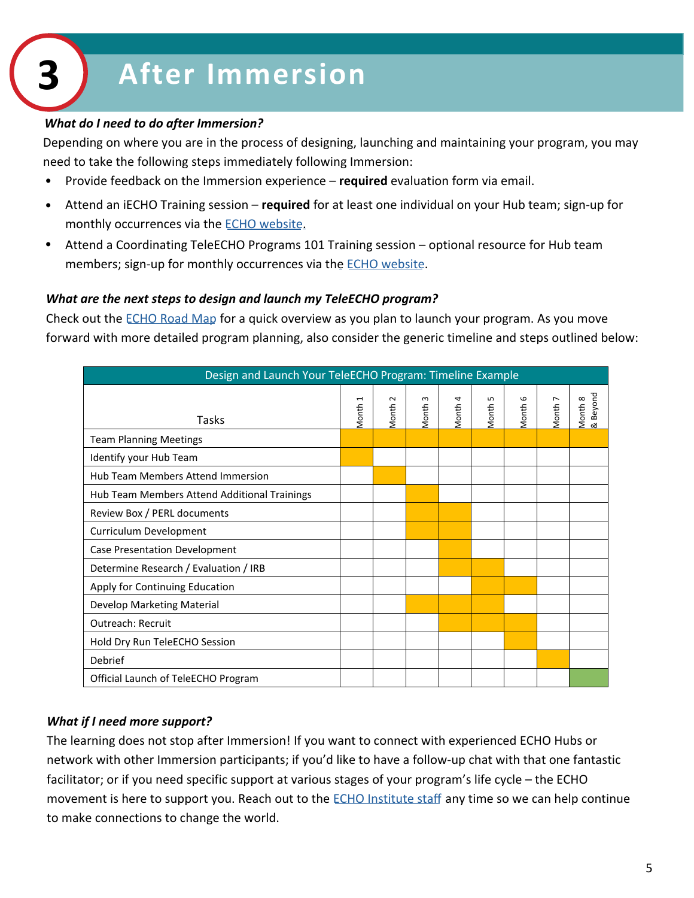# 3 After Immersion

***What do I need to do after Immersion?***

Depending on where you are in the process of designing, launching and maintaining your program, you may need to take the following steps immediately following Immersion:

- Provide feedback on the Immersion experience – **required** evaluation form via email.
- Attend an iECHO Training session – **required** for at least one individual on your Hub team; sign-up for monthly occurrences via the ECHO website.
- Attend a Coordinating TeleECHO Programs 101 Training session – optional resource for Hub team members; sign-up for monthly occurrences via the ECHO website.

***What are the next steps to design and launch my TeleECHO program?***

Check out the ECHO Road Map for a quick overview as you plan to launch your program. As you move forward with more detailed program planning, also consider the generic timeline and steps outlined below:

**Design and Launch Your TeleECHO Program: Timeline Example**

| Tasks | Month 1 | Month 2 | Month 3 | Month 4 | Month 5 | Month 6 | Month 7 | Month 8 & Beyond |
|---|---|---|---|---|---|---|---|---|
| Team Planning Meetings | ■ | ■ | ■ | ■ | ■ | ■ | ■ | ■ |
| Identify your Hub Team | ■ | | | | | | | |
| Hub Team Members Attend Immersion | | ■ | | | | | | |
| Hub Team Members Attend Additional Trainings | | | ■ | | | | | |
| Review Box / PERL documents | | | ■ | ■ | | | | |
| Curriculum Development | | | ■ | ■ | | | | |
| Case Presentation Development | | | | ■ | | | | |
| Determine Research / Evaluation / IRB | | | | ■ | ■ | | | |
| Apply for Continuing Education | | | | | ■ | ■ | | |
| Develop Marketing Material | | | ■ | ■ | ■ | | | |
| Outreach: Recruit | | | | ■ | ■ | ■ | | |
| Hold Dry Run TeleECHO Session | | | | | | ■ | | |
| Debrief | | | | | | | ■ | |
| Official Launch of TeleECHO Program | | | | | | | | ■ |

***What if I need more support?***

The learning does not stop after Immersion! If you want to connect with experienced ECHO Hubs or network with other Immersion participants; if you'd like to have a follow-up chat with that one fantastic facilitator; or if you need specific support at various stages of your program's life cycle – the ECHO movement is here to support you. Reach out to the ECHO Institute staff any time so we can help continue to make connections to change the world.